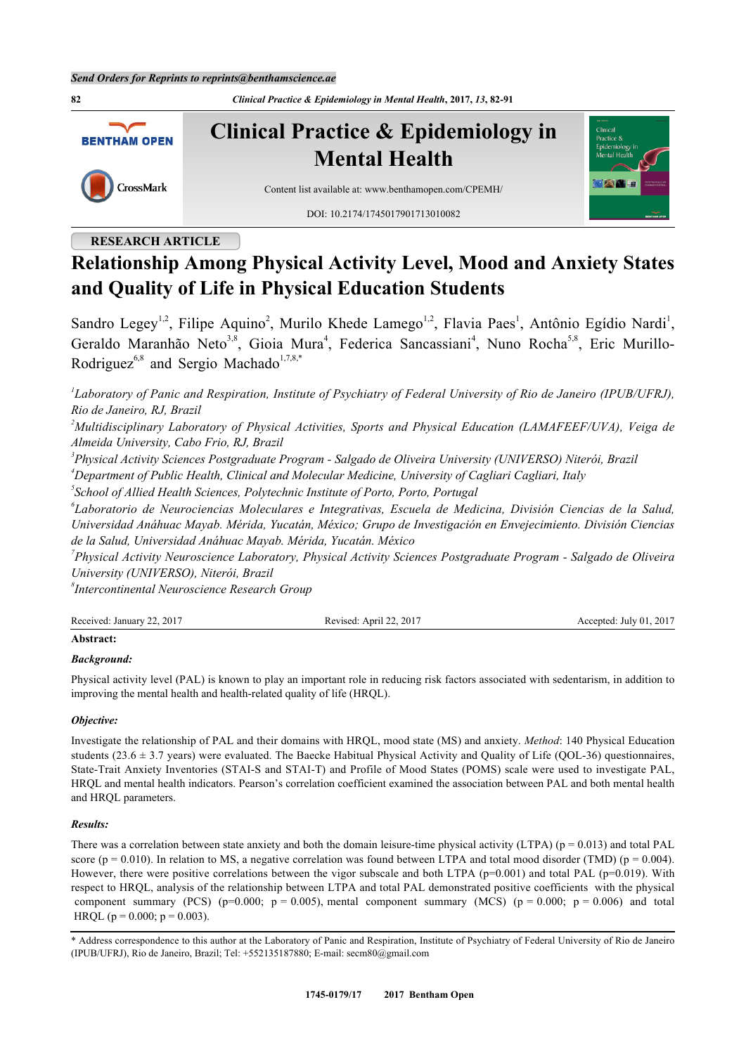Send Orders for Reprints to reprints@benthamscience.ae

# Clinical Practice & Epidemiology in Mental Health

Content list available at: www.benthamopen.com/CPEMH/

DOI: 10.2174/1745017901713010082

RESEARCH ARTICLE

# Relationship Among Physical Activity Level, Mood and Anxiety States and Quality of Life in Physical Education Students

Sandro Legey[1,2], Filipe Aquino[2], Murilo Khede Lamego[1,2], Flavia Paes[1], Antônio Egídio Nardi[1], Geraldo Maranhão Neto[3,8], Gioia Mura[4], Federica Sancassiani[4], Nuno Rocha[5,8], Eric Murillo-Rodriguez[6,8] and Sergio Machado[1,7,8,*]

[1]*Laboratory of Panic and Respiration, Institute of Psychiatry of Federal University of Rio de Janeiro (IPUB/UFRJ), Rio de Janeiro, RJ, Brazil*

[2]*Multidisciplinary Laboratory of Physical Activities, Sports and Physical Education (LAMAFEEF/UVA), Veiga de Almeida University, Cabo Frio, RJ, Brazil*

[3]*Physical Activity Sciences Postgraduate Program - Salgado de Oliveira University (UNIVERSO) Niterói, Brazil*

[4]*Department of Public Health, Clinical and Molecular Medicine, University of Cagliari Cagliari, Italy*

[5]*School of Allied Health Sciences, Polytechnic Institute of Porto, Porto, Portugal*

[6]*Laboratorio de Neurociencias Moleculares e Integrativas, Escuela de Medicina, División Ciencias de la Salud, Universidad Anáhuac Mayab. Mérida, Yucatán, México; Grupo de Investigación en Envejecimiento. División Ciencias de la Salud, Universidad Anáhuac Mayab. Mérida, Yucatán. México*

[7]*Physical Activity Neuroscience Laboratory, Physical Activity Sciences Postgraduate Program - Salgado de Oliveira University (UNIVERSO), Niterói, Brazil*

[8]*Intercontinental Neuroscience Research Group*

Received: January 22, 2017 Revised: April 22, 2017 Accepted: July 01, 2017

**Abstract:**

***Background:***

Physical activity level (PAL) is known to play an important role in reducing risk factors associated with sedentarism, in addition to improving the mental health and health-related quality of life (HRQL).

***Objective:***

Investigate the relationship of PAL and their domains with HRQL, mood state (MS) and anxiety. *Method*: 140 Physical Education students ($23.6 \pm 3.7$ years) were evaluated. The Baecke Habitual Physical Activity and Quality of Life (QOL-36) questionnaires, State-Trait Anxiety Inventories (STAI-S and STAI-T) and Profile of Mood States (POMS) scale were used to investigate PAL, HRQL and mental health indicators. Pearson's correlation coefficient examined the association between PAL and both mental health and HRQL parameters.

***Results:***

There was a correlation between state anxiety and both the domain leisure-time physical activity (LTPA) ($p = 0.013$) and total PAL score ($p = 0.010$). In relation to MS, a negative correlation was found between LTPA and total mood disorder (TMD) ($p = 0.004$). However, there were positive correlations between the vigor subscale and both LTPA ($p=0.001$) and total PAL ($p=0.019$). With respect to HRQL, analysis of the relationship between LTPA and total PAL demonstrated positive coefficients with the physical component summary (PCS) ($p=0.000$; $p = 0.005$), mental component summary (MCS) ($p = 0.000$; $p = 0.006$) and total HRQL ($p = 0.000$; $p = 0.003$).

\* Address correspondence to this author at the Laboratory of Panic and Respiration, Institute of Psychiatry of Federal University of Rio de Janeiro (IPUB/UFRJ), Rio de Janeiro, Brazil; Tel: +552135187880; E-mail: secm80@gmail.com

1745-0179/17 2017 Bentham Open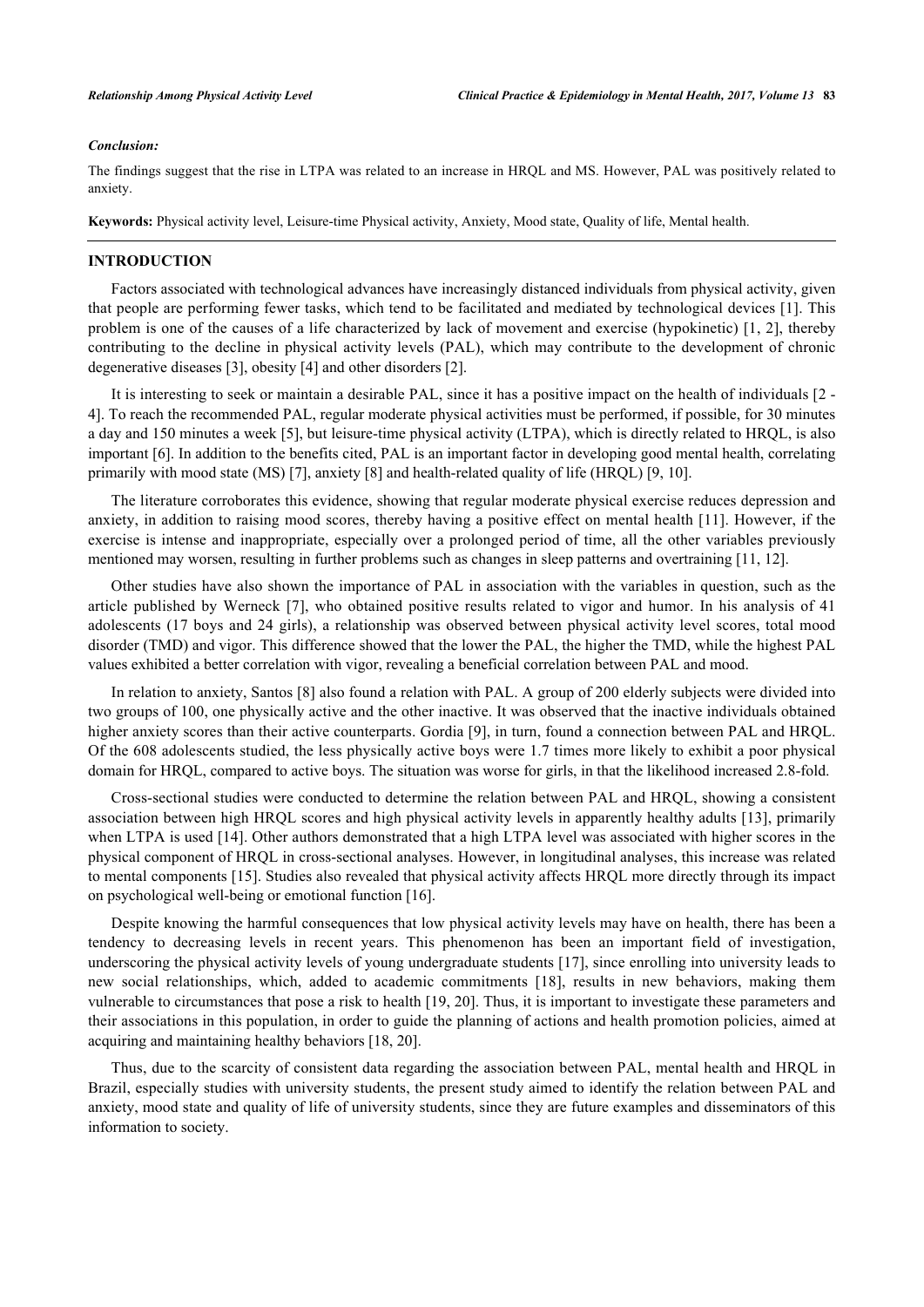### *Conclusion:*

The findings suggest that the rise in LTPA was related to an increase in HRQL and MS. However, PAL was positively related to anxiety.

**Keywords:** Physical activity level, Leisure-time Physical activity, Anxiety, Mood state, Quality of life, Mental health.

## INTRODUCTION

Factors associated with technological advances have increasingly distanced individuals from physical activity, given that people are performing fewer tasks, which tend to be facilitated and mediated by technological devices [1]. This problem is one of the causes of a life characterized by lack of movement and exercise (hypokinetic) [1, 2], thereby contributing to the decline in physical activity levels (PAL), which may contribute to the development of chronic degenerative diseases [3], obesity [4] and other disorders [2].

It is interesting to seek or maintain a desirable PAL, since it has a positive impact on the health of individuals [2 - 4]. To reach the recommended PAL, regular moderate physical activities must be performed, if possible, for 30 minutes a day and 150 minutes a week [5], but leisure-time physical activity (LTPA), which is directly related to HRQL, is also important [6]. In addition to the benefits cited, PAL is an important factor in developing good mental health, correlating primarily with mood state (MS) [7], anxiety [8] and health-related quality of life (HRQL) [9, 10].

The literature corroborates this evidence, showing that regular moderate physical exercise reduces depression and anxiety, in addition to raising mood scores, thereby having a positive effect on mental health [11]. However, if the exercise is intense and inappropriate, especially over a prolonged period of time, all the other variables previously mentioned may worsen, resulting in further problems such as changes in sleep patterns and overtraining [11, 12].

Other studies have also shown the importance of PAL in association with the variables in question, such as the article published by Werneck [7], who obtained positive results related to vigor and humor. In his analysis of 41 adolescents (17 boys and 24 girls), a relationship was observed between physical activity level scores, total mood disorder (TMD) and vigor. This difference showed that the lower the PAL, the higher the TMD, while the highest PAL values exhibited a better correlation with vigor, revealing a beneficial correlation between PAL and mood.

In relation to anxiety, Santos [8] also found a relation with PAL. A group of 200 elderly subjects were divided into two groups of 100, one physically active and the other inactive. It was observed that the inactive individuals obtained higher anxiety scores than their active counterparts. Gordia [9], in turn, found a connection between PAL and HRQL. Of the 608 adolescents studied, the less physically active boys were 1.7 times more likely to exhibit a poor physical domain for HRQL, compared to active boys. The situation was worse for girls, in that the likelihood increased 2.8-fold.

Cross-sectional studies were conducted to determine the relation between PAL and HRQL, showing a consistent association between high HRQL scores and high physical activity levels in apparently healthy adults [13], primarily when LTPA is used [14]. Other authors demonstrated that a high LTPA level was associated with higher scores in the physical component of HRQL in cross-sectional analyses. However, in longitudinal analyses, this increase was related to mental components [15]. Studies also revealed that physical activity affects HRQL more directly through its impact on psychological well-being or emotional function [16].

Despite knowing the harmful consequences that low physical activity levels may have on health, there has been a tendency to decreasing levels in recent years. This phenomenon has been an important field of investigation, underscoring the physical activity levels of young undergraduate students [17], since enrolling into university leads to new social relationships, which, added to academic commitments [18], results in new behaviors, making them vulnerable to circumstances that pose a risk to health [19, 20]. Thus, it is important to investigate these parameters and their associations in this population, in order to guide the planning of actions and health promotion policies, aimed at acquiring and maintaining healthy behaviors [18, 20].

Thus, due to the scarcity of consistent data regarding the association between PAL, mental health and HRQL in Brazil, especially studies with university students, the present study aimed to identify the relation between PAL and anxiety, mood state and quality of life of university students, since they are future examples and disseminators of this information to society.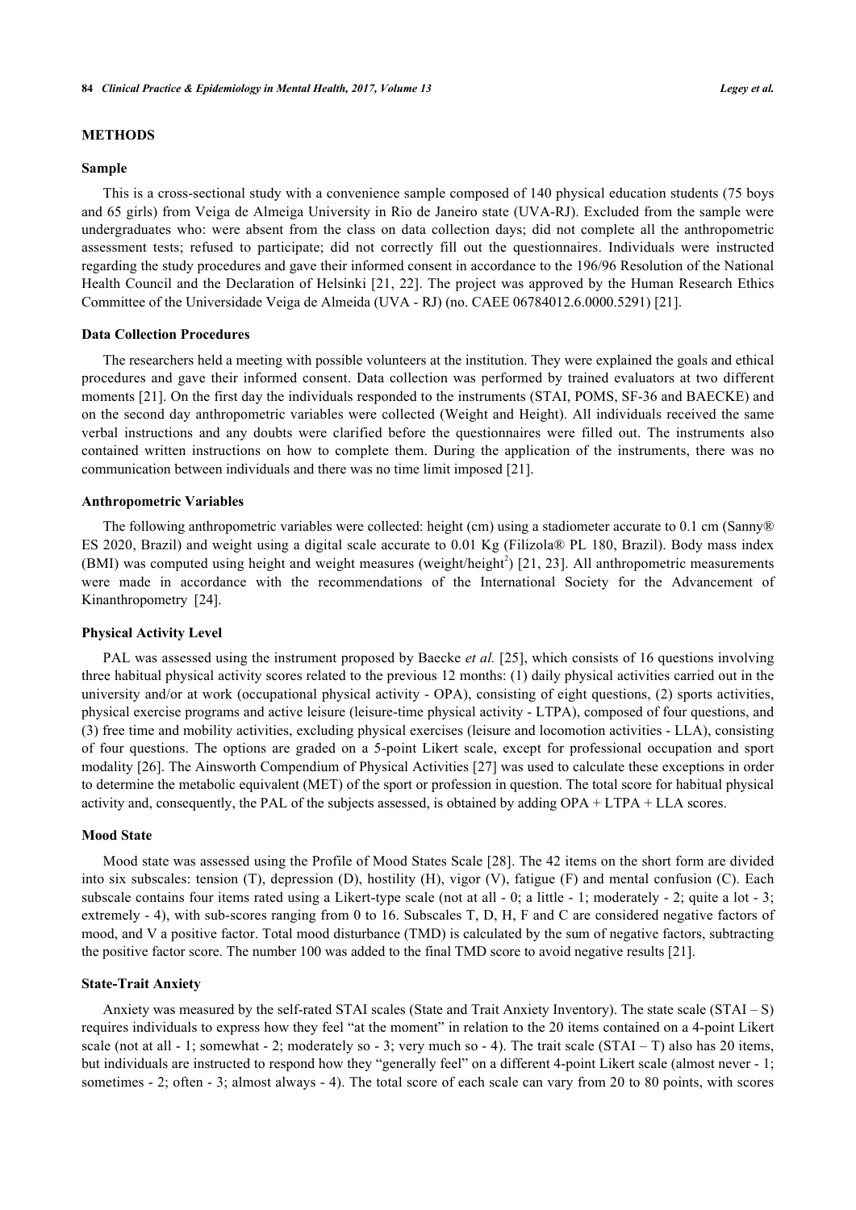## METHODS

### Sample

This is a cross-sectional study with a convenience sample composed of 140 physical education students (75 boys and 65 girls) from Veiga de Almeiga University in Rio de Janeiro state (UVA-RJ). Excluded from the sample were undergraduates who: were absent from the class on data collection days; did not complete all the anthropometric assessment tests; refused to participate; did not correctly fill out the questionnaires. Individuals were instructed regarding the study procedures and gave their informed consent in accordance to the 196/96 Resolution of the National Health Council and the Declaration of Helsinki [21, 22]. The project was approved by the Human Research Ethics Committee of the Universidade Veiga de Almeida (UVA - RJ) (no. CAEE 06784012.6.0000.5291) [21].

### Data Collection Procedures

The researchers held a meeting with possible volunteers at the institution. They were explained the goals and ethical procedures and gave their informed consent. Data collection was performed by trained evaluators at two different moments [21]. On the first day the individuals responded to the instruments (STAI, POMS, SF-36 and BAECKE) and on the second day anthropometric variables were collected (Weight and Height). All individuals received the same verbal instructions and any doubts were clarified before the questionnaires were filled out. The instruments also contained written instructions on how to complete them. During the application of the instruments, there was no communication between individuals and there was no time limit imposed [21].

### Anthropometric Variables

The following anthropometric variables were collected: height (cm) using a stadiometer accurate to 0.1 cm (Sanny® ES 2020, Brazil) and weight using a digital scale accurate to 0.01 Kg (Filizola® PL 180, Brazil). Body mass index (BMI) was computed using height and weight measures (weight/height$^2$) [21, 23]. All anthropometric measurements were made in accordance with the recommendations of the International Society for the Advancement of Kinanthropometry [24].

### Physical Activity Level

PAL was assessed using the instrument proposed by Baecke *et al.* [25], which consists of 16 questions involving three habitual physical activity scores related to the previous 12 months: (1) daily physical activities carried out in the university and/or at work (occupational physical activity - OPA), consisting of eight questions, (2) sports activities, physical exercise programs and active leisure (leisure-time physical activity - LTPA), composed of four questions, and (3) free time and mobility activities, excluding physical exercises (leisure and locomotion activities - LLA), consisting of four questions. The options are graded on a 5-point Likert scale, except for professional occupation and sport modality [26]. The Ainsworth Compendium of Physical Activities [27] was used to calculate these exceptions in order to determine the metabolic equivalent (MET) of the sport or profession in question. The total score for habitual physical activity and, consequently, the PAL of the subjects assessed, is obtained by adding OPA + LTPA + LLA scores.

### Mood State

Mood state was assessed using the Profile of Mood States Scale [28]. The 42 items on the short form are divided into six subscales: tension (T), depression (D), hostility (H), vigor (V), fatigue (F) and mental confusion (C). Each subscale contains four items rated using a Likert-type scale (not at all - 0; a little - 1; moderately - 2; quite a lot - 3; extremely - 4), with sub-scores ranging from 0 to 16. Subscales T, D, H, F and C are considered negative factors of mood, and V a positive factor. Total mood disturbance (TMD) is calculated by the sum of negative factors, subtracting the positive factor score. The number 100 was added to the final TMD score to avoid negative results [21].

### State-Trait Anxiety

Anxiety was measured by the self-rated STAI scales (State and Trait Anxiety Inventory). The state scale (STAI – S) requires individuals to express how they feel "at the moment" in relation to the 20 items contained on a 4-point Likert scale (not at all - 1; somewhat - 2; moderately so - 3; very much so - 4). The trait scale (STAI – T) also has 20 items, but individuals are instructed to respond how they "generally feel" on a different 4-point Likert scale (almost never - 1; sometimes - 2; often - 3; almost always - 4). The total score of each scale can vary from 20 to 80 points, with scores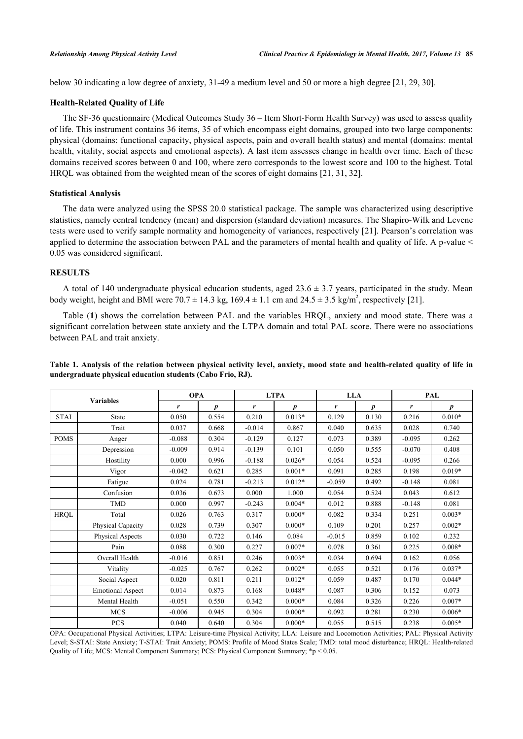below 30 indicating a low degree of anxiety, 31-49 a medium level and 50 or more a high degree [21, 29, 30].

### Health-Related Quality of Life

The SF-36 questionnaire (Medical Outcomes Study 36 – Item Short-Form Health Survey) was used to assess quality of life. This instrument contains 36 items, 35 of which encompass eight domains, grouped into two large components: physical (domains: functional capacity, physical aspects, pain and overall health status) and mental (domains: mental health, vitality, social aspects and emotional aspects). A last item assesses change in health over time. Each of these domains received scores between 0 and 100, where zero corresponds to the lowest score and 100 to the highest. Total HRQL was obtained from the weighted mean of the scores of eight domains [21, 31, 32].

### Statistical Analysis

The data were analyzed using the SPSS 20.0 statistical package. The sample was characterized using descriptive statistics, namely central tendency (mean) and dispersion (standard deviation) measures. The Shapiro-Wilk and Levene tests were used to verify sample normality and homogeneity of variances, respectively [21]. Pearson's correlation was applied to determine the association between PAL and the parameters of mental health and quality of life. A p-value < 0.05 was considered significant.

## RESULTS

A total of 140 undergraduate physical education students, aged 23.6 ± 3.7 years, participated in the study. Mean body weight, height and BMI were 70.7 ± 14.3 kg, 169.4 ± 1.1 cm and 24.5 ± 3.5 kg/m$^2$, respectively [21].

Table (**1**) shows the correlation between PAL and the variables HRQL, anxiety and mood state. There was a significant correlation between state anxiety and the LTPA domain and total PAL score. There were no associations between PAL and trait anxiety.

**Table 1. Analysis of the relation between physical activity level, anxiety, mood state and health-related quality of life in undergraduate physical education students (Cabo Frio, RJ).**

| Variables | | OPA | | LTPA | | LLA | | PAL | |
|---|---|---|---|---|---|---|---|---|---|
| | | *r* | *p* | *r* | *p* | *r* | *p* | *r* | *p* |
| STAI | State | 0.050 | 0.554 | 0.210 | 0.013* | 0.129 | 0.130 | 0.216 | 0.010* |
| | Trait | 0.037 | 0.668 | -0.014 | 0.867 | 0.040 | 0.635 | 0.028 | 0.740 |
| POMS | Anger | -0.088 | 0.304 | -0.129 | 0.127 | 0.073 | 0.389 | -0.095 | 0.262 |
| | Depression | -0.009 | 0.914 | -0.139 | 0.101 | 0.050 | 0.555 | -0.070 | 0.408 |
| | Hostility | 0.000 | 0.996 | -0.188 | 0.026* | 0.054 | 0.524 | -0.095 | 0.266 |
| | Vigor | -0.042 | 0.621 | 0.285 | 0.001* | 0.091 | 0.285 | 0.198 | 0.019* |
| | Fatigue | 0.024 | 0.781 | -0.213 | 0.012* | -0.059 | 0.492 | -0.148 | 0.081 |
| | Confusion | 0.036 | 0.673 | 0.000 | 1.000 | 0.054 | 0.524 | 0.043 | 0.612 |
| | TMD | 0.000 | 0.997 | -0.243 | 0.004* | 0.012 | 0.888 | -0.148 | 0.081 |
| HRQL | Total | 0.026 | 0.763 | 0.317 | 0.000* | 0.082 | 0.334 | 0.251 | 0.003* |
| | Physical Capacity | 0.028 | 0.739 | 0.307 | 0.000* | 0.109 | 0.201 | 0.257 | 0.002* |
| | Physical Aspects | 0.030 | 0.722 | 0.146 | 0.084 | -0.015 | 0.859 | 0.102 | 0.232 |
| | Pain | 0.088 | 0.300 | 0.227 | 0.007* | 0.078 | 0.361 | 0.225 | 0.008* |
| | Overall Health | -0.016 | 0.851 | 0.246 | 0.003* | 0.034 | 0.694 | 0.162 | 0.056 |
| | Vitality | -0.025 | 0.767 | 0.262 | 0.002* | 0.055 | 0.521 | 0.176 | 0.037* |
| | Social Aspect | 0.020 | 0.811 | 0.211 | 0.012* | 0.059 | 0.487 | 0.170 | 0.044* |
| | Emotional Aspect | 0.014 | 0.873 | 0.168 | 0.048* | 0.087 | 0.306 | 0.152 | 0.073 |
| | Mental Health | -0.051 | 0.550 | 0.342 | 0.000* | 0.084 | 0.326 | 0.226 | 0.007* |
| | MCS | -0.006 | 0.945 | 0.304 | 0.000* | 0.092 | 0.281 | 0.230 | 0.006* |
| | PCS | 0.040 | 0.640 | 0.304 | 0.000* | 0.055 | 0.515 | 0.238 | 0.005* |

OPA: Occupational Physical Activities; LTPA: Leisure-time Physical Activity; LLA: Leisure and Locomotion Activities; PAL: Physical Activity Level; S-STAI: State Anxiety; T-STAI: Trait Anxiety; POMS: Profile of Mood States Scale; TMD: total mood disturbance; HRQL: Health-related Quality of Life; MCS: Mental Component Summary; PCS: Physical Component Summary; *p < 0.05.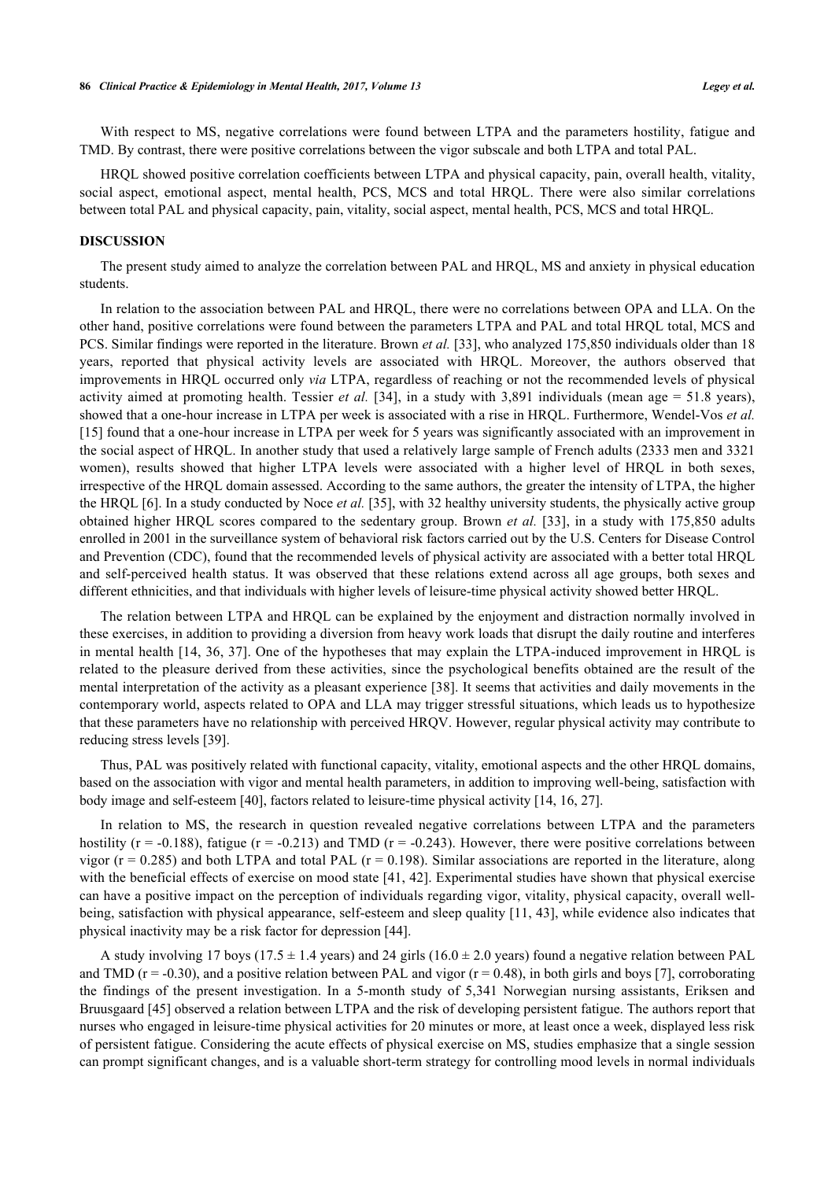With respect to MS, negative correlations were found between LTPA and the parameters hostility, fatigue and TMD. By contrast, there were positive correlations between the vigor subscale and both LTPA and total PAL.

HRQL showed positive correlation coefficients between LTPA and physical capacity, pain, overall health, vitality, social aspect, emotional aspect, mental health, PCS, MCS and total HRQL. There were also similar correlations between total PAL and physical capacity, pain, vitality, social aspect, mental health, PCS, MCS and total HRQL.

## DISCUSSION

The present study aimed to analyze the correlation between PAL and HRQL, MS and anxiety in physical education students.

In relation to the association between PAL and HRQL, there were no correlations between OPA and LLA. On the other hand, positive correlations were found between the parameters LTPA and PAL and total HRQL total, MCS and PCS. Similar findings were reported in the literature. Brown *et al.* [33], who analyzed 175,850 individuals older than 18 years, reported that physical activity levels are associated with HRQL. Moreover, the authors observed that improvements in HRQL occurred only *via* LTPA, regardless of reaching or not the recommended levels of physical activity aimed at promoting health. Tessier *et al.* [34], in a study with 3,891 individuals (mean age = 51.8 years), showed that a one-hour increase in LTPA per week is associated with a rise in HRQL. Furthermore, Wendel-Vos *et al.* [15] found that a one-hour increase in LTPA per week for 5 years was significantly associated with an improvement in the social aspect of HRQL. In another study that used a relatively large sample of French adults (2333 men and 3321 women), results showed that higher LTPA levels were associated with a higher level of HRQL in both sexes, irrespective of the HRQL domain assessed. According to the same authors, the greater the intensity of LTPA, the higher the HRQL [6]. In a study conducted by Noce *et al.* [35], with 32 healthy university students, the physically active group obtained higher HRQL scores compared to the sedentary group. Brown *et al.* [33], in a study with 175,850 adults enrolled in 2001 in the surveillance system of behavioral risk factors carried out by the U.S. Centers for Disease Control and Prevention (CDC), found that the recommended levels of physical activity are associated with a better total HRQL and self-perceived health status. It was observed that these relations extend across all age groups, both sexes and different ethnicities, and that individuals with higher levels of leisure-time physical activity showed better HRQL.

The relation between LTPA and HRQL can be explained by the enjoyment and distraction normally involved in these exercises, in addition to providing a diversion from heavy work loads that disrupt the daily routine and interferes in mental health [14, 36, 37]. One of the hypotheses that may explain the LTPA-induced improvement in HRQL is related to the pleasure derived from these activities, since the psychological benefits obtained are the result of the mental interpretation of the activity as a pleasant experience [38]. It seems that activities and daily movements in the contemporary world, aspects related to OPA and LLA may trigger stressful situations, which leads us to hypothesize that these parameters have no relationship with perceived HRQV. However, regular physical activity may contribute to reducing stress levels [39].

Thus, PAL was positively related with functional capacity, vitality, emotional aspects and the other HRQL domains, based on the association with vigor and mental health parameters, in addition to improving well-being, satisfaction with body image and self-esteem [40], factors related to leisure-time physical activity [14, 16, 27].

In relation to MS, the research in question revealed negative correlations between LTPA and the parameters hostility ($r = -0.188$), fatigue ($r = -0.213$) and TMD ($r = -0.243$). However, there were positive correlations between vigor ($r = 0.285$) and both LTPA and total PAL ($r = 0.198$). Similar associations are reported in the literature, along with the beneficial effects of exercise on mood state [41, 42]. Experimental studies have shown that physical exercise can have a positive impact on the perception of individuals regarding vigor, vitality, physical capacity, overall well-being, satisfaction with physical appearance, self-esteem and sleep quality [11, 43], while evidence also indicates that physical inactivity may be a risk factor for depression [44].

A study involving 17 boys ($17.5 \pm 1.4$ years) and 24 girls ($16.0 \pm 2.0$ years) found a negative relation between PAL and TMD ($r = -0.30$), and a positive relation between PAL and vigor ($r = 0.48$), in both girls and boys [7], corroborating the findings of the present investigation. In a 5-month study of 5,341 Norwegian nursing assistants, Eriksen and Bruusgaard [45] observed a relation between LTPA and the risk of developing persistent fatigue. The authors report that nurses who engaged in leisure-time physical activities for 20 minutes or more, at least once a week, displayed less risk of persistent fatigue. Considering the acute effects of physical exercise on MS, studies emphasize that a single session can prompt significant changes, and is a valuable short-term strategy for controlling mood levels in normal individuals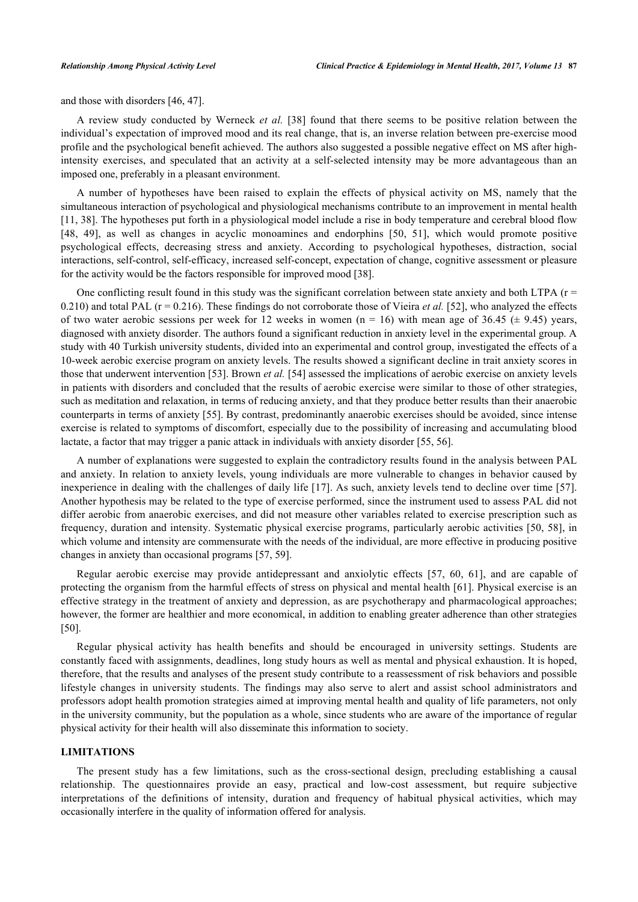and those with disorders [46, 47].

A review study conducted by Werneck *et al.* [38] found that there seems to be positive relation between the individual's expectation of improved mood and its real change, that is, an inverse relation between pre-exercise mood profile and the psychological benefit achieved. The authors also suggested a possible negative effect on MS after high-intensity exercises, and speculated that an activity at a self-selected intensity may be more advantageous than an imposed one, preferably in a pleasant environment.

A number of hypotheses have been raised to explain the effects of physical activity on MS, namely that the simultaneous interaction of psychological and physiological mechanisms contribute to an improvement in mental health [11, 38]. The hypotheses put forth in a physiological model include a rise in body temperature and cerebral blood flow [48, 49], as well as changes in acyclic monoamines and endorphins [50, 51], which would promote positive psychological effects, decreasing stress and anxiety. According to psychological hypotheses, distraction, social interactions, self-control, self-efficacy, increased self-concept, expectation of change, cognitive assessment or pleasure for the activity would be the factors responsible for improved mood [38].

One conflicting result found in this study was the significant correlation between state anxiety and both LTPA ($r = 0.210$) and total PAL ($r = 0.216$). These findings do not corroborate those of Vieira *et al.* [52], who analyzed the effects of two water aerobic sessions per week for 12 weeks in women ($n = 16$) with mean age of 36.45 (± 9.45) years, diagnosed with anxiety disorder. The authors found a significant reduction in anxiety level in the experimental group. A study with 40 Turkish university students, divided into an experimental and control group, investigated the effects of a 10-week aerobic exercise program on anxiety levels. The results showed a significant decline in trait anxiety scores in those that underwent intervention [53]. Brown *et al.* [54] assessed the implications of aerobic exercise on anxiety levels in patients with disorders and concluded that the results of aerobic exercise were similar to those of other strategies, such as meditation and relaxation, in terms of reducing anxiety, and that they produce better results than their anaerobic counterparts in terms of anxiety [55]. By contrast, predominantly anaerobic exercises should be avoided, since intense exercise is related to symptoms of discomfort, especially due to the possibility of increasing and accumulating blood lactate, a factor that may trigger a panic attack in individuals with anxiety disorder [55, 56].

A number of explanations were suggested to explain the contradictory results found in the analysis between PAL and anxiety. In relation to anxiety levels, young individuals are more vulnerable to changes in behavior caused by inexperience in dealing with the challenges of daily life [17]. As such, anxiety levels tend to decline over time [57]. Another hypothesis may be related to the type of exercise performed, since the instrument used to assess PAL did not differ aerobic from anaerobic exercises, and did not measure other variables related to exercise prescription such as frequency, duration and intensity. Systematic physical exercise programs, particularly aerobic activities [50, 58], in which volume and intensity are commensurate with the needs of the individual, are more effective in producing positive changes in anxiety than occasional programs [57, 59].

Regular aerobic exercise may provide antidepressant and anxiolytic effects [57, 60, 61], and are capable of protecting the organism from the harmful effects of stress on physical and mental health [61]. Physical exercise is an effective strategy in the treatment of anxiety and depression, as are psychotherapy and pharmacological approaches; however, the former are healthier and more economical, in addition to enabling greater adherence than other strategies [50].

Regular physical activity has health benefits and should be encouraged in university settings. Students are constantly faced with assignments, deadlines, long study hours as well as mental and physical exhaustion. It is hoped, therefore, that the results and analyses of the present study contribute to a reassessment of risk behaviors and possible lifestyle changes in university students. The findings may also serve to alert and assist school administrators and professors adopt health promotion strategies aimed at improving mental health and quality of life parameters, not only in the university community, but the population as a whole, since students who are aware of the importance of regular physical activity for their health will also disseminate this information to society.

## LIMITATIONS

The present study has a few limitations, such as the cross-sectional design, precluding establishing a causal relationship. The questionnaires provide an easy, practical and low-cost assessment, but require subjective interpretations of the definitions of intensity, duration and frequency of habitual physical activities, which may occasionally interfere in the quality of information offered for analysis.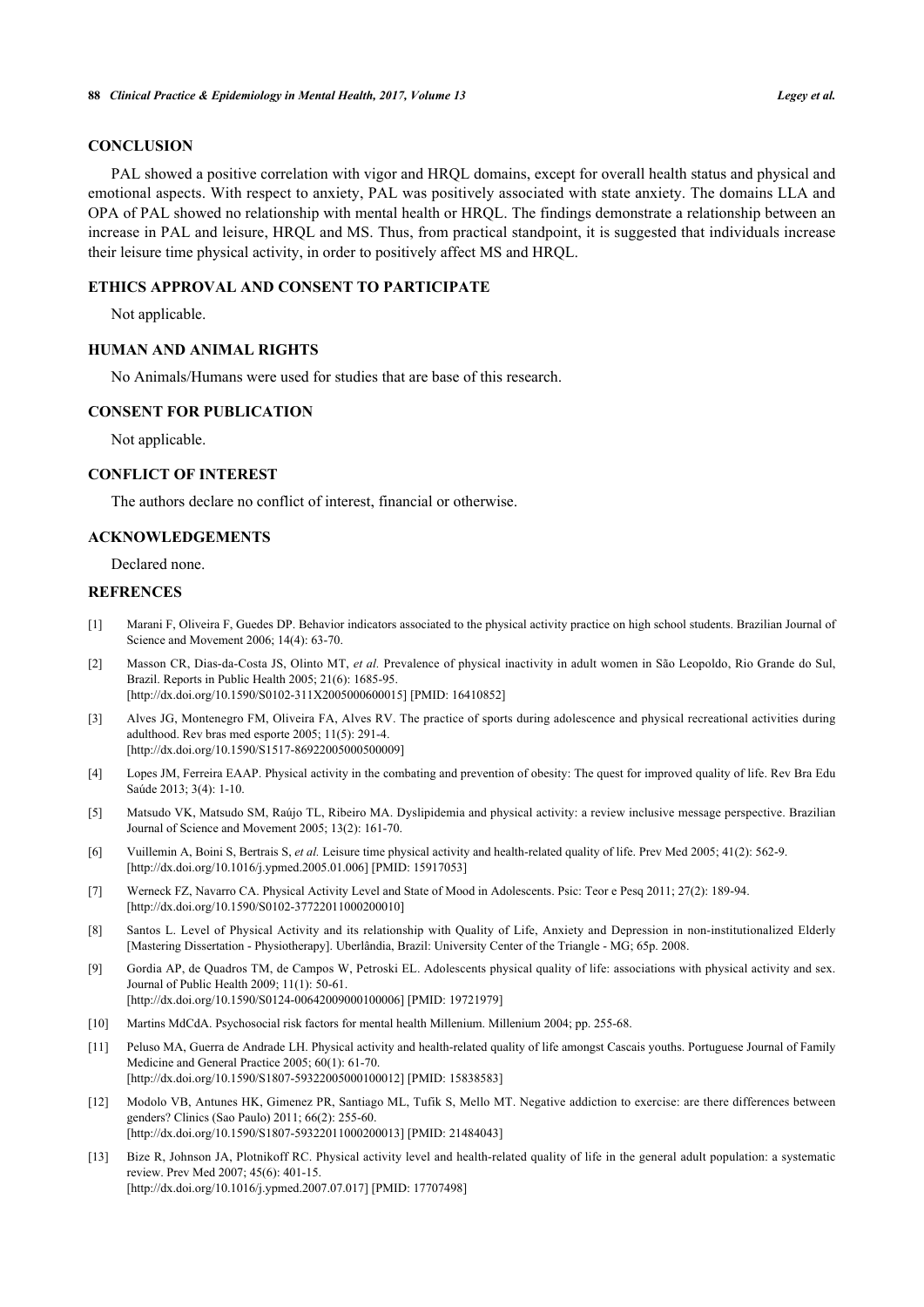## CONCLUSION

PAL showed a positive correlation with vigor and HRQL domains, except for overall health status and physical and emotional aspects. With respect to anxiety, PAL was positively associated with state anxiety. The domains LLA and OPA of PAL showed no relationship with mental health or HRQL. The findings demonstrate a relationship between an increase in PAL and leisure, HRQL and MS. Thus, from practical standpoint, it is suggested that individuals increase their leisure time physical activity, in order to positively affect MS and HRQL.

## ETHICS APPROVAL AND CONSENT TO PARTICIPATE

Not applicable.

## HUMAN AND ANIMAL RIGHTS

No Animals/Humans were used for studies that are base of this research.

## CONSENT FOR PUBLICATION

Not applicable.

## CONFLICT OF INTEREST

The authors declare no conflict of interest, financial or otherwise.

## ACKNOWLEDGEMENTS

Declared none.

## REFRENCES

[1] Marani F, Oliveira F, Guedes DP. Behavior indicators associated to the physical activity practice on high school students. Brazilian Journal of Science and Movement 2006; 14(4): 63-70.

[2] Masson CR, Dias-da-Costa JS, Olinto MT, *et al.* Prevalence of physical inactivity in adult women in São Leopoldo, Rio Grande do Sul, Brazil. Reports in Public Health 2005; 21(6): 1685-95. [http://dx.doi.org/10.1590/S0102-311X2005000600015] [PMID: 16410852]

[3] Alves JG, Montenegro FM, Oliveira FA, Alves RV. The practice of sports during adolescence and physical recreational activities during adulthood. Rev bras med esporte 2005; 11(5): 291-4. [http://dx.doi.org/10.1590/S1517-86922005000500009]

[4] Lopes JM, Ferreira EAAP. Physical activity in the combating and prevention of obesity: The quest for improved quality of life. Rev Bra Edu Saúde 2013; 3(4): 1-10.

[5] Matsudo VK, Matsudo SM, Raújo TL, Ribeiro MA. Dyslipidemia and physical activity: a review inclusive message perspective. Brazilian Journal of Science and Movement 2005; 13(2): 161-70.

[6] Vuillemin A, Boini S, Bertrais S, *et al.* Leisure time physical activity and health-related quality of life. Prev Med 2005; 41(2): 562-9. [http://dx.doi.org/10.1016/j.ypmed.2005.01.006] [PMID: 15917053]

[7] Werneck FZ, Navarro CA. Physical Activity Level and State of Mood in Adolescents. Psic: Teor e Pesq 2011; 27(2): 189-94. [http://dx.doi.org/10.1590/S0102-37722011000200010]

[8] Santos L. Level of Physical Activity and its relationship with Quality of Life, Anxiety and Depression in non-institutionalized Elderly [Mastering Dissertation - Physiotherapy]. Uberlândia, Brazil: University Center of the Triangle - MG; 65p. 2008.

[9] Gordia AP, de Quadros TM, de Campos W, Petroski EL. Adolescents physical quality of life: associations with physical activity and sex. Journal of Public Health 2009; 11(1): 50-61. [http://dx.doi.org/10.1590/S0124-00642009000100006] [PMID: 19721979]

[10] Martins MdCdA. Psychosocial risk factors for mental health Millenium. Millenium 2004; pp. 255-68.

[11] Peluso MA, Guerra de Andrade LH. Physical activity and health-related quality of life amongst Cascais youths. Portuguese Journal of Family Medicine and General Practice 2005; 60(1): 61-70. [http://dx.doi.org/10.1590/S1807-59322005000100012] [PMID: 15838583]

[12] Modolo VB, Antunes HK, Gimenez PR, Santiago ML, Tufik S, Mello MT. Negative addiction to exercise: are there differences between genders? Clinics (Sao Paulo) 2011; 66(2): 255-60. [http://dx.doi.org/10.1590/S1807-59322011000200013] [PMID: 21484043]

[13] Bize R, Johnson JA, Plotnikoff RC. Physical activity level and health-related quality of life in the general adult population: a systematic review. Prev Med 2007; 45(6): 401-15. [http://dx.doi.org/10.1016/j.ypmed.2007.07.017] [PMID: 17707498]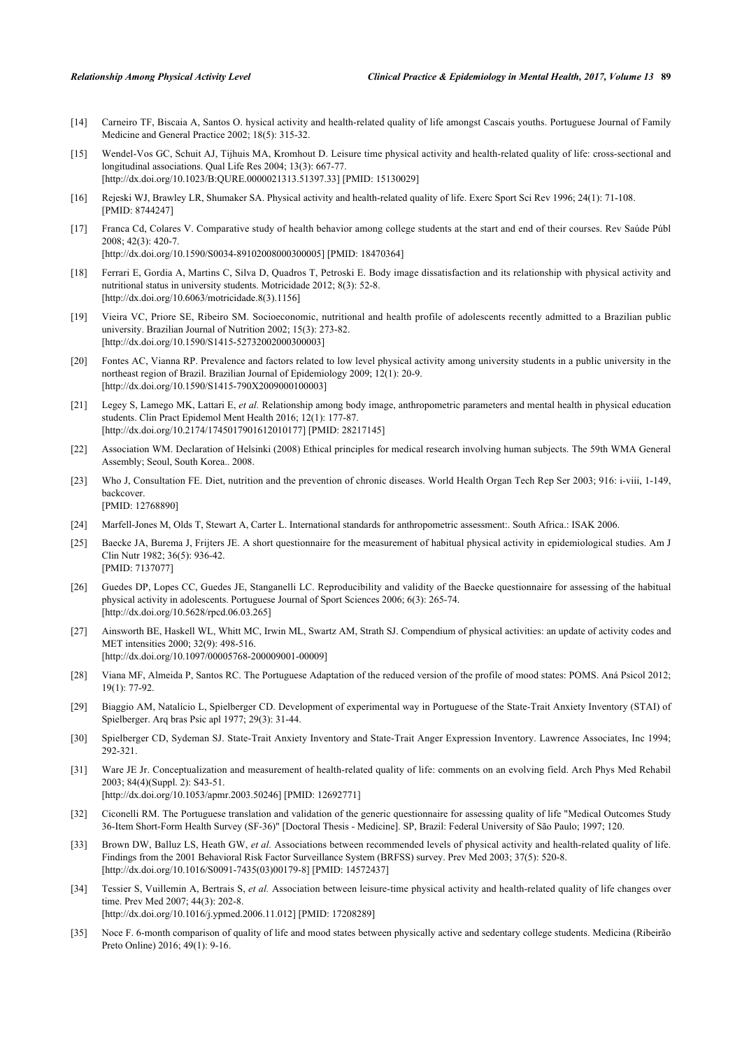[14] Carneiro TF, Biscaia A, Santos O. hysical activity and health-related quality of life amongst Cascais youths. Portuguese Journal of Family Medicine and General Practice 2002; 18(5): 315-32.

[15] Wendel-Vos GC, Schuit AJ, Tijhuis MA, Kromhout D. Leisure time physical activity and health-related quality of life: cross-sectional and longitudinal associations. Qual Life Res 2004; 13(3): 667-77. [http://dx.doi.org/10.1023/B:QURE.0000021313.51397.33] [PMID: 15130029]

[16] Rejeski WJ, Brawley LR, Shumaker SA. Physical activity and health-related quality of life. Exerc Sport Sci Rev 1996; 24(1): 71-108. [PMID: 8744247]

[17] Franca Cd, Colares V. Comparative study of health behavior among college students at the start and end of their courses. Rev Saúde Públ 2008; 42(3): 420-7. [http://dx.doi.org/10.1590/S0034-89102008000300005] [PMID: 18470364]

[18] Ferrari E, Gordia A, Martins C, Silva D, Quadros T, Petroski E. Body image dissatisfaction and its relationship with physical activity and nutritional status in university students. Motricidade 2012; 8(3): 52-8. [http://dx.doi.org/10.6063/motricidade.8(3).1156]

[19] Vieira VC, Priore SE, Ribeiro SM. Socioeconomic, nutritional and health profile of adolescents recently admitted to a Brazilian public university. Brazilian Journal of Nutrition 2002; 15(3): 273-82. [http://dx.doi.org/10.1590/S1415-52732002000300003]

[20] Fontes AC, Vianna RP. Prevalence and factors related to low level physical activity among university students in a public university in the northeast region of Brazil. Brazilian Journal of Epidemiology 2009; 12(1): 20-9. [http://dx.doi.org/10.1590/S1415-790X2009000100003]

[21] Legey S, Lamego MK, Lattari E, *et al.* Relationship among body image, anthropometric parameters and mental health in physical education students. Clin Pract Epidemol Ment Health 2016; 12(1): 177-87. [http://dx.doi.org/10.2174/1745017901612010177] [PMID: 28217145]

[22] Association WM. Declaration of Helsinki (2008) Ethical principles for medical research involving human subjects. The 59th WMA General Assembly; Seoul, South Korea.. 2008.

[23] Who J, Consultation FE. Diet, nutrition and the prevention of chronic diseases. World Health Organ Tech Rep Ser 2003; 916: i-viii, 1-149, backcover. [PMID: 12768890]

[24] Marfell-Jones M, Olds T, Stewart A, Carter L. International standards for anthropometric assessment:. South Africa.: ISAK 2006.

[25] Baecke JA, Burema J, Frijters JE. A short questionnaire for the measurement of habitual physical activity in epidemiological studies. Am J Clin Nutr 1982; 36(5): 936-42. [PMID: 7137077]

[26] Guedes DP, Lopes CC, Guedes JE, Stanganelli LC. Reproducibility and validity of the Baecke questionnaire for assessing of the habitual physical activity in adolescents. Portuguese Journal of Sport Sciences 2006; 6(3): 265-74. [http://dx.doi.org/10.5628/rpcd.06.03.265]

[27] Ainsworth BE, Haskell WL, Whitt MC, Irwin ML, Swartz AM, Strath SJ. Compendium of physical activities: an update of activity codes and MET intensities 2000; 32(9): 498-516. [http://dx.doi.org/10.1097/00005768-200009001-00009]

[28] Viana MF, Almeida P, Santos RC. The Portuguese Adaptation of the reduced version of the profile of mood states: POMS. Aná Psicol 2012; 19(1): 77-92.

[29] Biaggio AM, Natalício L, Spielberger CD. Development of experimental way in Portuguese of the State-Trait Anxiety Inventory (STAI) of Spielberger. Arq bras Psic apl 1977; 29(3): 31-44.

[30] Spielberger CD, Sydeman SJ. State-Trait Anxiety Inventory and State-Trait Anger Expression Inventory. Lawrence Associates, Inc 1994; 292-321.

[31] Ware JE Jr. Conceptualization and measurement of health-related quality of life: comments on an evolving field. Arch Phys Med Rehabil 2003; 84(4)(Suppl. 2): S43-51. [http://dx.doi.org/10.1053/apmr.2003.50246] [PMID: 12692771]

[32] Ciconelli RM. The Portuguese translation and validation of the generic questionnaire for assessing quality of life "Medical Outcomes Study 36-Item Short-Form Health Survey (SF-36)" [Doctoral Thesis - Medicine]. SP, Brazil: Federal University of São Paulo; 1997; 120.

[33] Brown DW, Balluz LS, Heath GW, *et al.* Associations between recommended levels of physical activity and health-related quality of life. Findings from the 2001 Behavioral Risk Factor Surveillance System (BRFSS) survey. Prev Med 2003; 37(5): 520-8. [http://dx.doi.org/10.1016/S0091-7435(03)00179-8] [PMID: 14572437]

[34] Tessier S, Vuillemin A, Bertrais S, *et al.* Association between leisure-time physical activity and health-related quality of life changes over time. Prev Med 2007; 44(3): 202-8. [http://dx.doi.org/10.1016/j.ypmed.2006.11.012] [PMID: 17208289]

[35] Noce F. 6-month comparison of quality of life and mood states between physically active and sedentary college students. Medicina (Ribeirão Preto Online) 2016; 49(1): 9-16.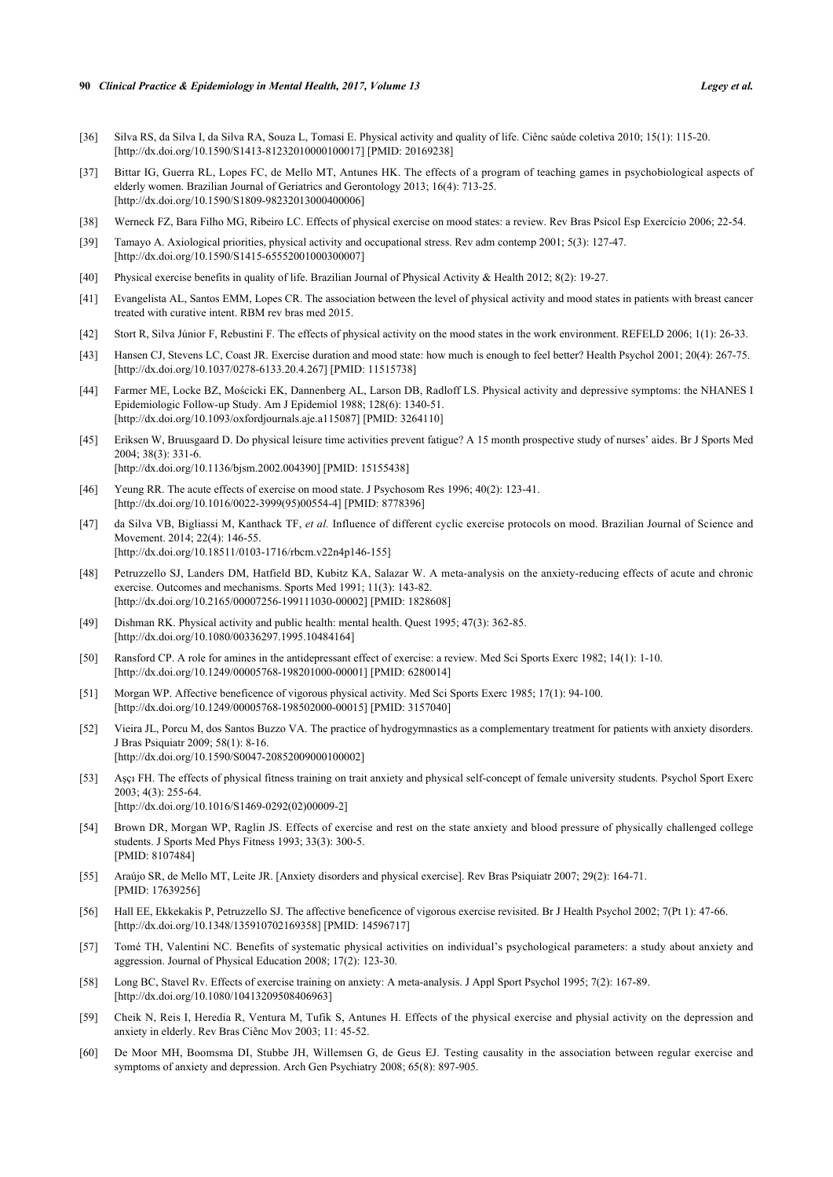[36] Silva RS, da Silva I, da Silva RA, Souza L, Tomasi E. Physical activity and quality of life. Ciênc saúde coletiva 2010; 15(1): 115-20. [http://dx.doi.org/10.1590/S1413-81232010000100017] [PMID: 20169238]

[37] Bittar IG, Guerra RL, Lopes FC, de Mello MT, Antunes HK. The effects of a program of teaching games in psychobiological aspects of elderly women. Brazilian Journal of Geriatrics and Gerontology 2013; 16(4): 713-25. [http://dx.doi.org/10.1590/S1809-98232013000400006]

[38] Werneck FZ, Bara Filho MG, Ribeiro LC. Effects of physical exercise on mood states: a review. Rev Bras Psicol Esp Exercício 2006; 22-54.

[39] Tamayo A. Axiological priorities, physical activity and occupational stress. Rev adm contemp 2001; 5(3): 127-47. [http://dx.doi.org/10.1590/S1415-65552001000300007]

[40] Physical exercise benefits in quality of life. Brazilian Journal of Physical Activity & Health 2012; 8(2): 19-27.

[41] Evangelista AL, Santos EMM, Lopes CR. The association between the level of physical activity and mood states in patients with breast cancer treated with curative intent. RBM rev bras med 2015.

[42] Stort R, Silva Júnior F, Rebustini F. The effects of physical activity on the mood states in the work environment. REFELD 2006; 1(1): 26-33.

[43] Hansen CJ, Stevens LC, Coast JR. Exercise duration and mood state: how much is enough to feel better? Health Psychol 2001; 20(4): 267-75. [http://dx.doi.org/10.1037/0278-6133.20.4.267] [PMID: 11515738]

[44] Farmer ME, Locke BZ, Mościcki EK, Dannenberg AL, Larson DB, Radloff LS. Physical activity and depressive symptoms: the NHANES I Epidemiologic Follow-up Study. Am J Epidemiol 1988; 128(6): 1340-51. [http://dx.doi.org/10.1093/oxfordjournals.aje.a115087] [PMID: 3264110]

[45] Eriksen W, Bruusgaard D. Do physical leisure time activities prevent fatigue? A 15 month prospective study of nurses' aides. Br J Sports Med 2004; 38(3): 331-6. [http://dx.doi.org/10.1136/bjsm.2002.004390] [PMID: 15155438]

[46] Yeung RR. The acute effects of exercise on mood state. J Psychosom Res 1996; 40(2): 123-41. [http://dx.doi.org/10.1016/0022-3999(95)00554-4] [PMID: 8778396]

[47] da Silva VB, Bigliassi M, Kanthack TF, *et al.* Influence of different cyclic exercise protocols on mood. Brazilian Journal of Science and Movement. 2014; 22(4): 146-55. [http://dx.doi.org/10.18511/0103-1716/rbcm.v22n4p146-155]

[48] Petruzzello SJ, Landers DM, Hatfield BD, Kubitz KA, Salazar W. A meta-analysis on the anxiety-reducing effects of acute and chronic exercise. Outcomes and mechanisms. Sports Med 1991; 11(3): 143-82. [http://dx.doi.org/10.2165/00007256-199111030-00002] [PMID: 1828608]

[49] Dishman RK. Physical activity and public health: mental health. Quest 1995; 47(3): 362-85. [http://dx.doi.org/10.1080/00336297.1995.10484164]

[50] Ransford CP. A role for amines in the antidepressant effect of exercise: a review. Med Sci Sports Exerc 1982; 14(1): 1-10. [http://dx.doi.org/10.1249/00005768-198201000-00001] [PMID: 6280014]

[51] Morgan WP. Affective beneficence of vigorous physical activity. Med Sci Sports Exerc 1985; 17(1): 94-100. [http://dx.doi.org/10.1249/00005768-198502000-00015] [PMID: 3157040]

[52] Vieira JL, Porcu M, dos Santos Buzzo VA. The practice of hydrogymnastics as a complementary treatment for patients with anxiety disorders. J Bras Psiquiatr 2009; 58(1): 8-16. [http://dx.doi.org/10.1590/S0047-20852009000100002]

[53] Aşçı FH. The effects of physical fitness training on trait anxiety and physical self-concept of female university students. Psychol Sport Exerc 2003; 4(3): 255-64. [http://dx.doi.org/10.1016/S1469-0292(02)00009-2]

[54] Brown DR, Morgan WP, Raglin JS. Effects of exercise and rest on the state anxiety and blood pressure of physically challenged college students. J Sports Med Phys Fitness 1993; 33(3): 300-5. [PMID: 8107484]

[55] Araújo SR, de Mello MT, Leite JR. [Anxiety disorders and physical exercise]. Rev Bras Psiquiatr 2007; 29(2): 164-71. [PMID: 17639256]

[56] Hall EE, Ekkekakis P, Petruzzello SJ. The affective beneficence of vigorous exercise revisited. Br J Health Psychol 2002; 7(Pt 1): 47-66. [http://dx.doi.org/10.1348/135910702169358] [PMID: 14596717]

[57] Tomé TH, Valentini NC. Benefits of systematic physical activities on individual's psychological parameters: a study about anxiety and aggression. Journal of Physical Education 2008; 17(2): 123-30.

[58] Long BC, Stavel Rv. Effects of exercise training on anxiety: A meta-analysis. J Appl Sport Psychol 1995; 7(2): 167-89. [http://dx.doi.org/10.1080/10413209508406963]

[59] Cheik N, Reis I, Heredia R, Ventura M, Tufik S, Antunes H. Effects of the physical exercise and physial activity on the depression and anxiety in elderly. Rev Bras Ciênc Mov 2003; 11: 45-52.

[60] De Moor MH, Boomsma DI, Stubbe JH, Willemsen G, de Geus EJ. Testing causality in the association between regular exercise and symptoms of anxiety and depression. Arch Gen Psychiatry 2008; 65(8): 897-905.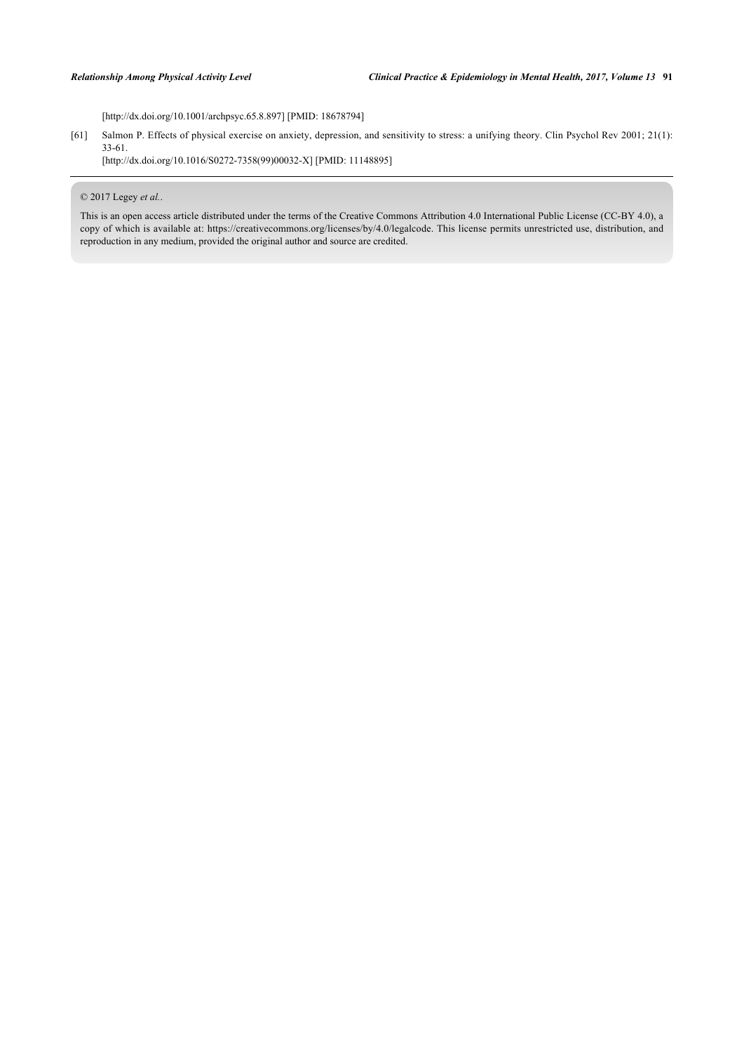[http://dx.doi.org/10.1001/archpsyc.65.8.897] [PMID: 18678794]

[61] Salmon P. Effects of physical exercise on anxiety, depression, and sensitivity to stress: a unifying theory. Clin Psychol Rev 2001; 21(1): 33-61.
[http://dx.doi.org/10.1016/S0272-7358(99)00032-X] [PMID: 11148895]

---

© 2017 Legey *et al.*.

This is an open access article distributed under the terms of the Creative Commons Attribution 4.0 International Public License (CC-BY 4.0), a copy of which is available at: https://creativecommons.org/licenses/by/4.0/legalcode. This license permits unrestricted use, distribution, and reproduction in any medium, provided the original author and source are credited.